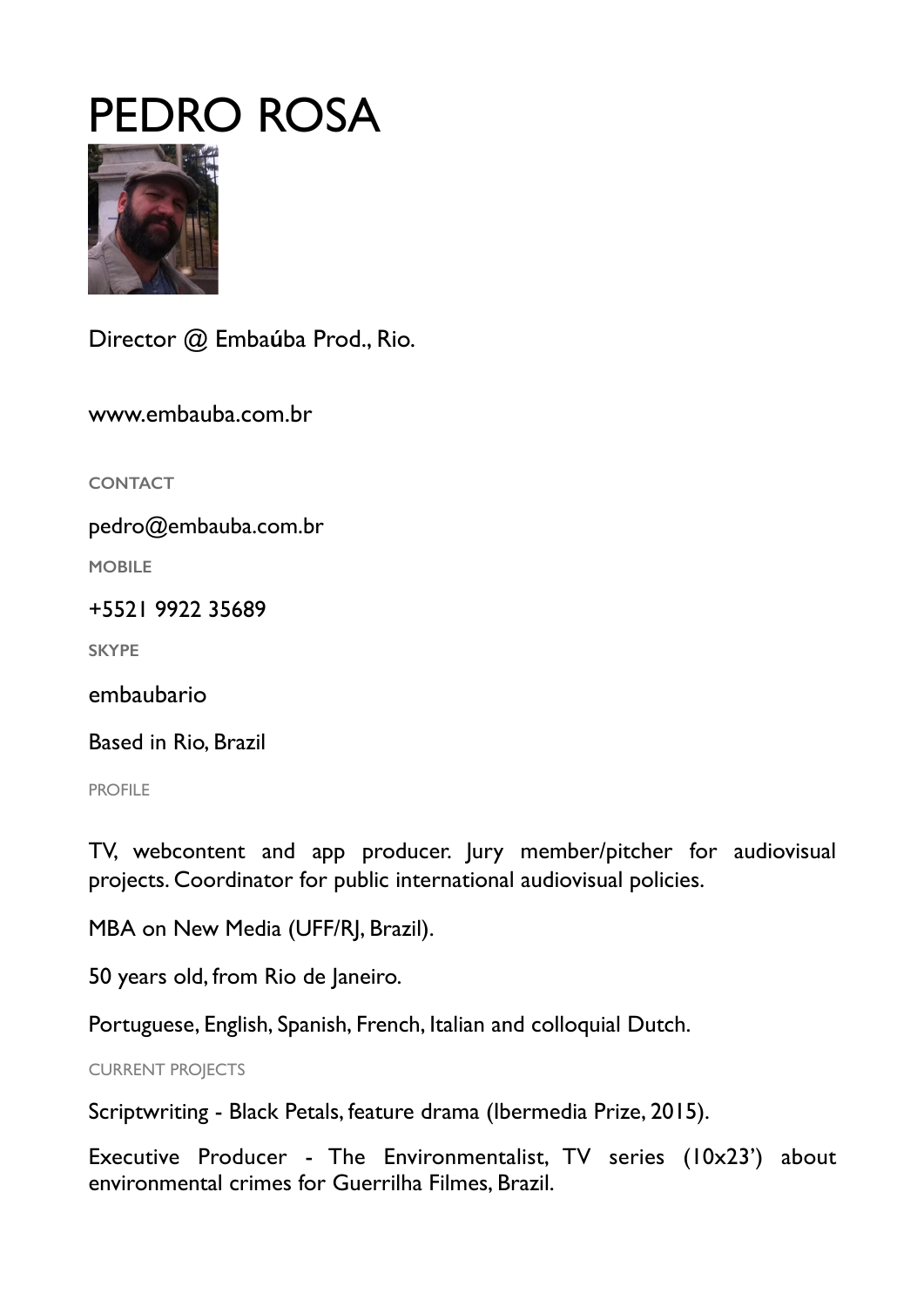# PEDRO ROSA

Director @ Embaúba Prod., Rio.

www.embauba.com.br

CONTACT

pedro@embauba.com.br

MOBILE

+5521 9922 35689

SKYPE

embaubario

Based in Rio, Brazil

PROFILE

TV, webcontent and app producer. Jury member/pitcher for audiovisual projects. Coordinator for public international audiovisual policies.

MBA on New Media (UFF/RJ, Brazil).

50 years old, from Rio de Janeiro.

Portuguese, English, Spanish, French, Italian and colloquial Dutch.

CURRENT PROJECTS

Scriptwriting - Black Petals, feature drama (Ibermedia Prize, 2015).

Executive Producer - The Environmentalist, TV series (10x23') about environmental crimes for Guerrilha Filmes, Brazil.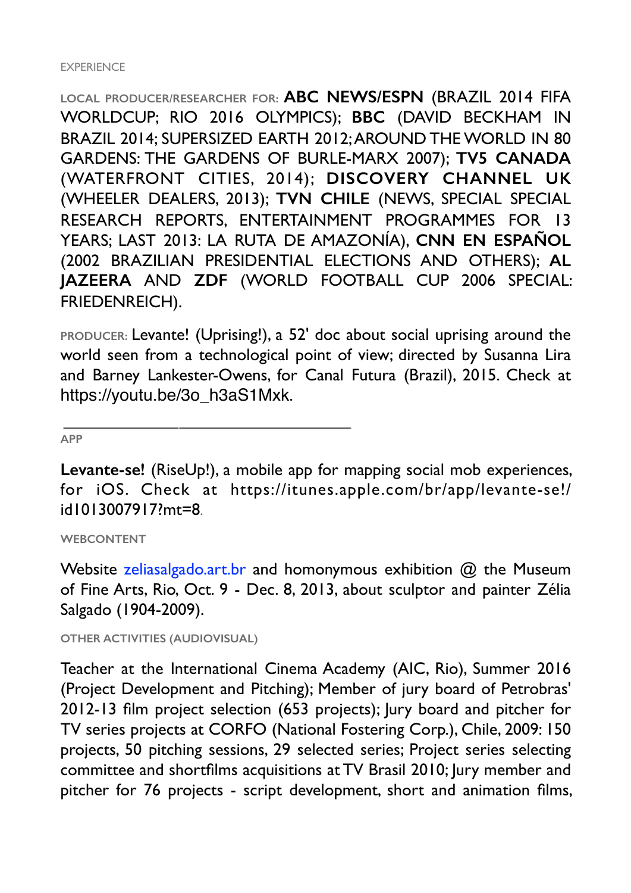## EXPERIENCE

LOCAL PRODUCER/RESEARCHER FOR: **ABC NEWS/ESPN** (BRAZIL 2014 FIFA WORLDCUP; RIO 2016 OLYMPICS); **BBC** (DAVID BECKHAM IN BRAZIL 2014; SUPERSIZED EARTH 2012; AROUND THE WORLD IN 80 GARDENS: THE GARDENS OF BURLE-MARX 2007); **TV5 CANADA** (WATERFRONT CITIES, 2014); **DISCOVERY CHANNEL UK** (WHEELER DEALERS, 2013); **TVN CHILE** (NEWS, SPECIAL SPECIAL RESEARCH REPORTS, ENTERTAINMENT PROGRAMMES FOR 13 YEARS; LAST 2013: LA RUTA DE AMAZONÍA), **CNN EN ESPAÑOL** (2002 BRAZILIAN PRESIDENTIAL ELECTIONS AND OTHERS); **AL JAZEERA** AND **ZDF** (WORLD FOOTBALL CUP 2006 SPECIAL: FRIEDENREICH).

PRODUCER: Levante! (Uprising!), a 52' doc about social uprising around the world seen from a technological point of view; directed by Susanna Lira and Barney Lankester-Owens, for Canal Futura (Brazil), 2015. Check at https://youtu.be/3o_h3aS1Mxk.

---

## APP

**Levante-se!** (RiseUp!), a mobile app for mapping social mob experiences, for iOS. Check at https://itunes.apple.com/br/app/levante-se!/id1013007917?mt=8.

## WEBCONTENT

Website zeliasalgado.art.br and homonymous exhibition @ the Museum of Fine Arts, Rio, Oct. 9 - Dec. 8, 2013, about sculptor and painter Zélia Salgado (1904-2009).

## OTHER ACTIVITIES (AUDIOVISUAL)

Teacher at the International Cinema Academy (AIC, Rio), Summer 2016 (Project Development and Pitching); Member of jury board of Petrobras' 2012-13 film project selection (653 projects); Jury board and pitcher for TV series projects at CORFO (National Fostering Corp.), Chile, 2009: 150 projects, 50 pitching sessions, 29 selected series; Project series selecting committee and shortfilms acquisitions at TV Brasil 2010; Jury member and pitcher for 76 projects - script development, short and animation films,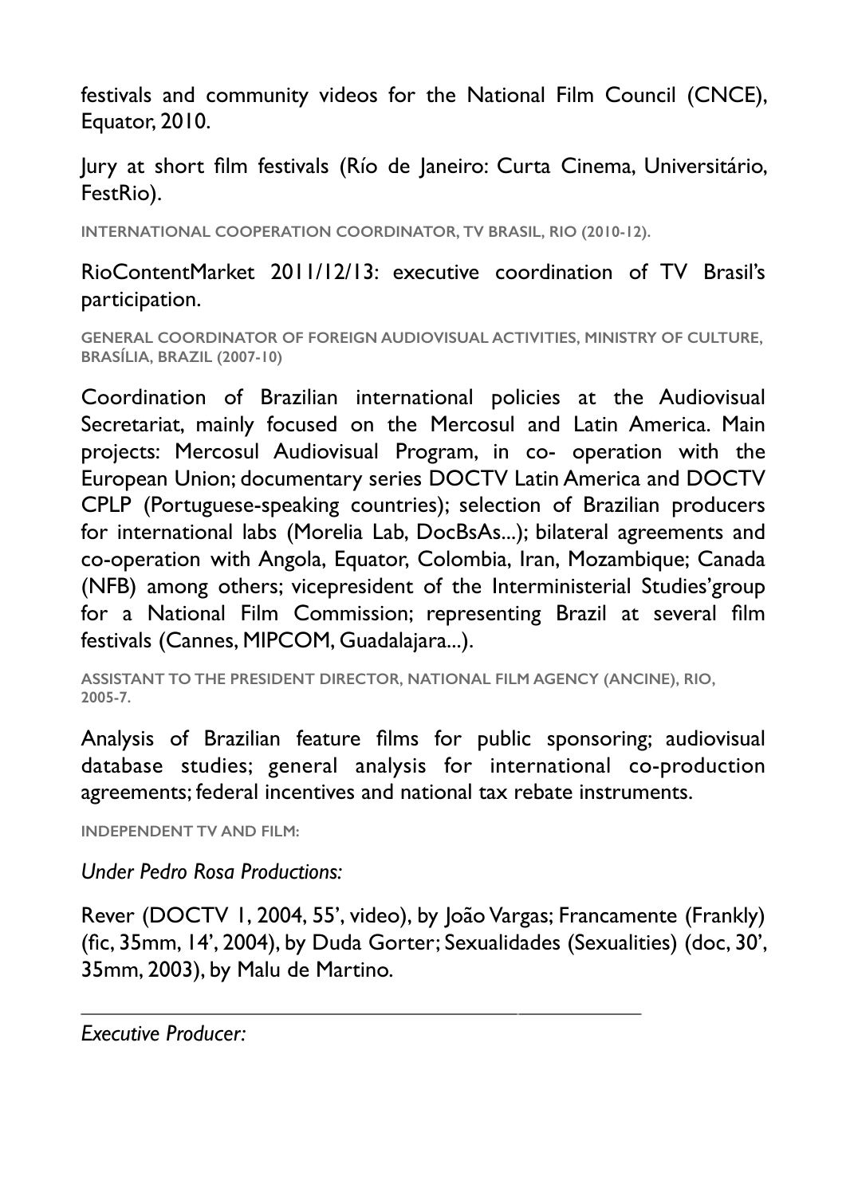festivals and community videos for the National Film Council (CNCE), Equator, 2010.

Jury at short film festivals (Río de Janeiro: Curta Cinema, Universitário, FestRio).

#### INTERNATIONAL COOPERATION COORDINATOR, TV BRASIL, RIO (2010-12).

RioContentMarket 2011/12/13: executive coordination of TV Brasil's participation.

#### GENERAL COORDINATOR OF FOREIGN AUDIOVISUAL ACTIVITIES, MINISTRY OF CULTURE, BRASÍLIA, BRAZIL (2007-10)

Coordination of Brazilian international policies at the Audiovisual Secretariat, mainly focused on the Mercosul and Latin America. Main projects: Mercosul Audiovisual Program, in co- operation with the European Union; documentary series DOCTV Latin America and DOCTV CPLP (Portuguese-speaking countries); selection of Brazilian producers for international labs (Morelia Lab, DocBsAs...); bilateral agreements and co-operation with Angola, Equator, Colombia, Iran, Mozambique; Canada (NFB) among others; vicepresident of the Interministerial Studies'group for a National Film Commission; representing Brazil at several film festivals (Cannes, MIPCOM, Guadalajara...).

#### ASSISTANT TO THE PRESIDENT DIRECTOR, NATIONAL FILM AGENCY (ANCINE), RIO, 2005-7.

Analysis of Brazilian feature films for public sponsoring; audiovisual database studies; general analysis for international co-production agreements; federal incentives and national tax rebate instruments.

#### INDEPENDENT TV AND FILM:

*Under Pedro Rosa Productions:*

Rever (DOCTV 1, 2004, 55', video), by João Vargas; Francamente (Frankly) (fic, 35mm, 14', 2004), by Duda Gorter; Sexualidades (Sexualities) (doc, 30', 35mm, 2003), by Malu de Martino.

---

*Executive Producer:*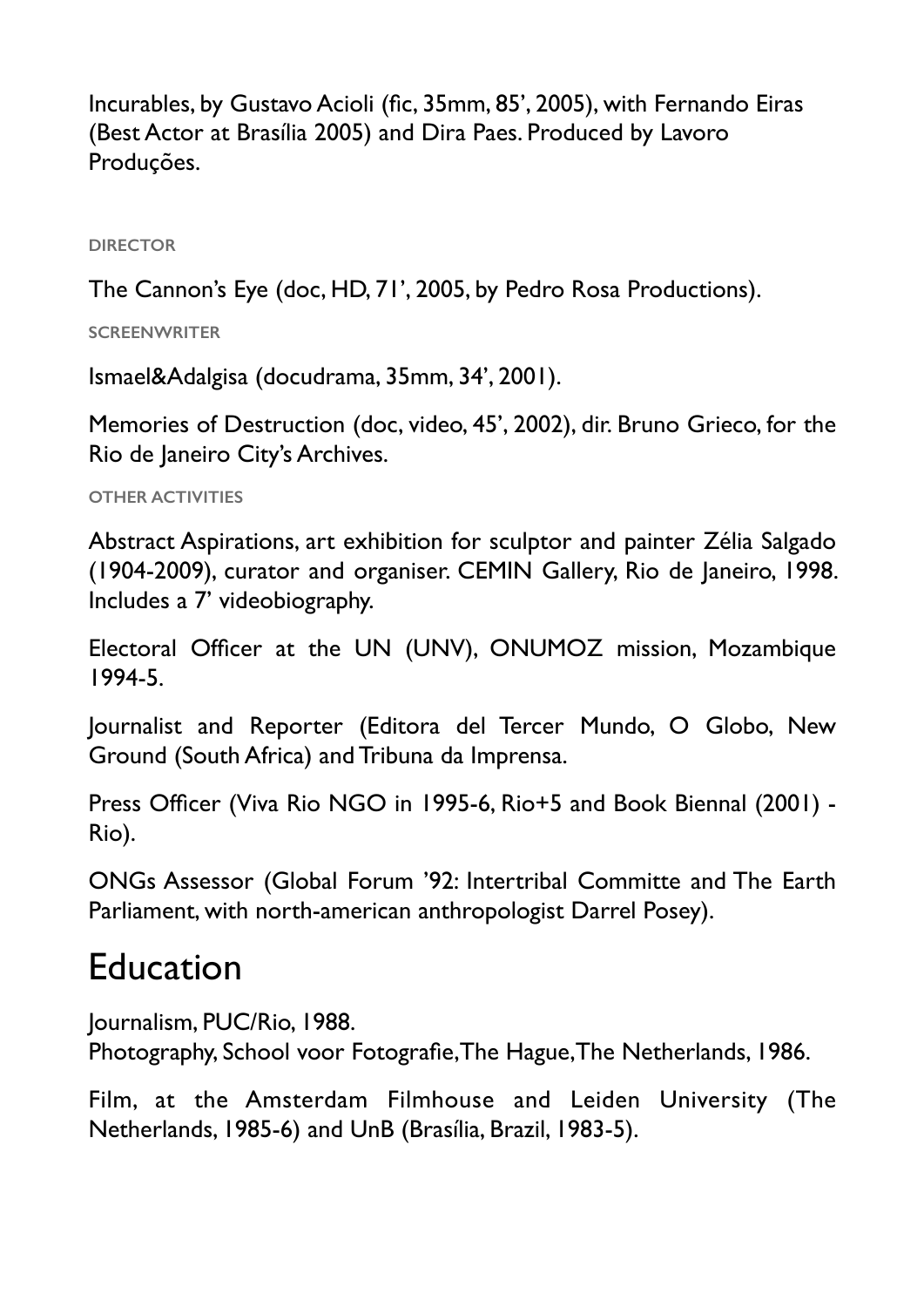Incurables, by Gustavo Acioli (fic, 35mm, 85', 2005), with Fernando Eiras (Best Actor at Brasília 2005) and Dira Paes. Produced by Lavoro Produções.

#### DIRECTOR

The Cannon's Eye (doc, HD, 71', 2005, by Pedro Rosa Productions).

#### SCREENWRITER

Ismael&Adalgisa (docudrama, 35mm, 34', 2001).

Memories of Destruction (doc, video, 45', 2002), dir. Bruno Grieco, for the Rio de Janeiro City's Archives.

#### OTHER ACTIVITIES

Abstract Aspirations, art exhibition for sculptor and painter Zélia Salgado (1904-2009), curator and organiser. CEMIN Gallery, Rio de Janeiro, 1998. Includes a 7' videobiography.

Electoral Officer at the UN (UNV), ONUMOZ mission, Mozambique 1994-5.

Journalist and Reporter (Editora del Tercer Mundo, O Globo, New Ground (South Africa) and Tribuna da Imprensa.

Press Officer (Viva Rio NGO in 1995-6, Rio+5 and Book Biennal (2001) - Rio).

ONGs Assessor (Global Forum '92: Intertribal Committe and The Earth Parliament, with north-american anthropologist Darrel Posey).

# Education

Journalism, PUC/Rio, 1988.
Photography, School voor Fotografie, The Hague, The Netherlands, 1986.

Film, at the Amsterdam Filmhouse and Leiden University (The Netherlands, 1985-6) and UnB (Brasília, Brazil, 1983-5).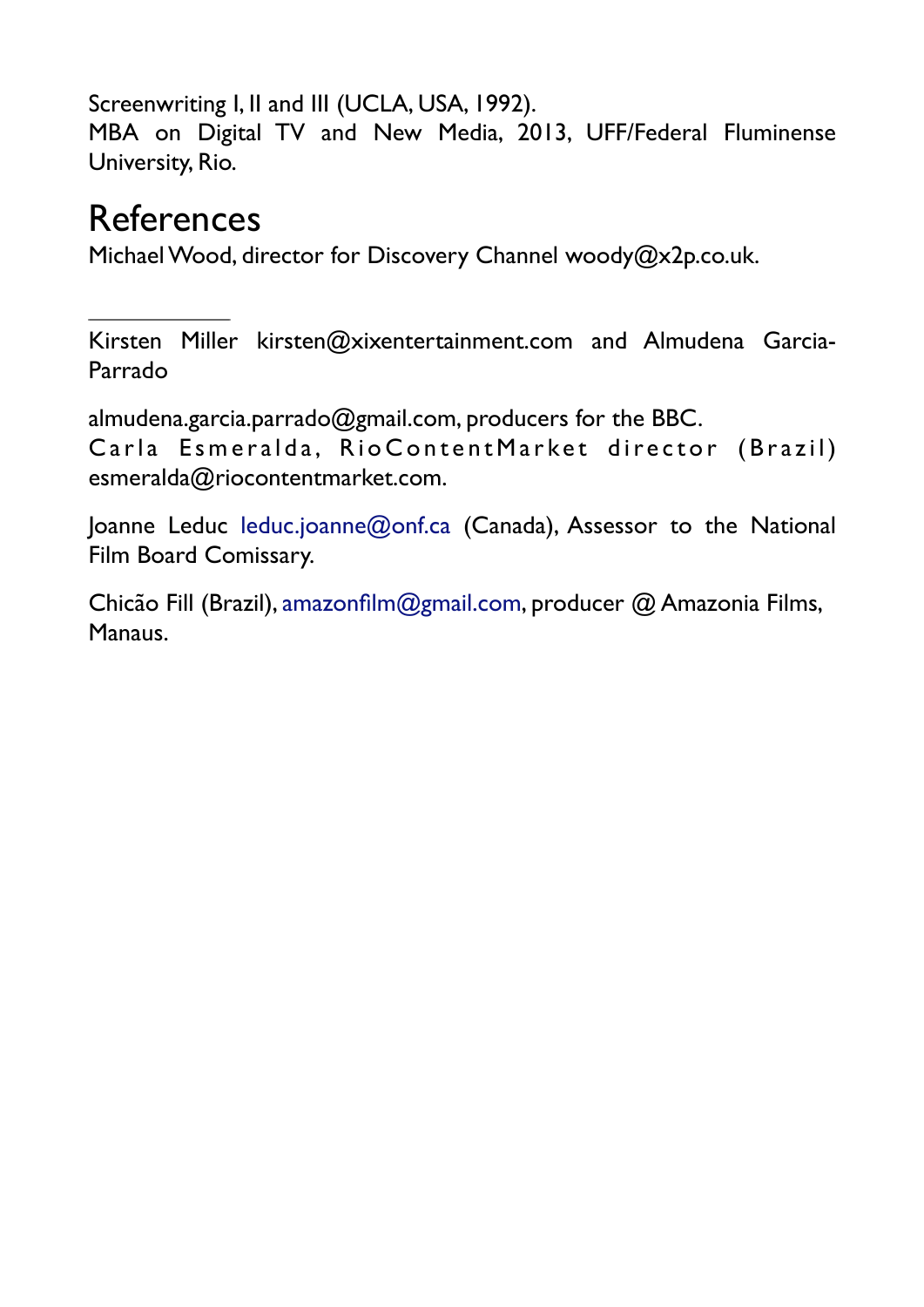Screenwriting I, II and III (UCLA, USA, 1992).
MBA on Digital TV and New Media, 2013, UFF/Federal Fluminense University, Rio.

## References

Michael Wood, director for Discovery Channel woody@x2p.co.uk.

---

Kirsten Miller kirsten@xixentertainment.com and Almudena Garcia-Parrado

almudena.garcia.parrado@gmail.com, producers for the BBC.
Carla Esmeralda, RioContentMarket director (Brazil) esmeralda@riocontentmarket.com.

Joanne Leduc leduc.joanne@onf.ca (Canada), Assessor to the National Film Board Comissary.

Chicão Fill (Brazil), amazonfilm@gmail.com, producer @ Amazonia Films, Manaus.